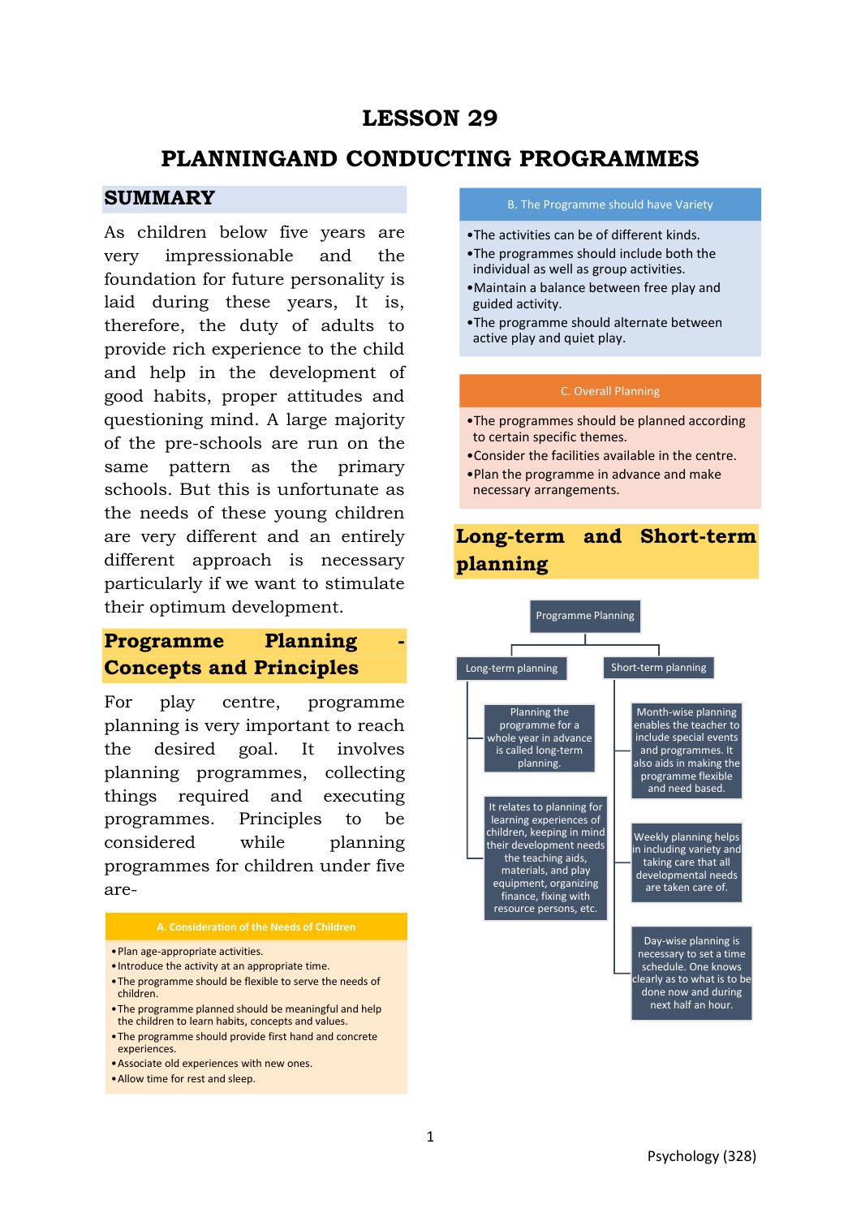# LESSON 29

# PLANNINGAND CONDUCTING PROGRAMMES

## SUMMARY

As children below five years are very impressionable and the foundation for future personality is laid during these years, It is, therefore, the duty of adults to provide rich experience to the child and help in the development of good habits, proper attitudes and questioning mind. A large majority of the pre-schools are run on the same pattern as the primary schools. But this is unfortunate as the needs of these young children are very different and an entirely different approach is necessary particularly if we want to stimulate their optimum development.

## Programme Planning - Concepts and Principles

For play centre, programme planning is very important to reach the desired goal. It involves planning programmes, collecting things required and executing programmes. Principles to be considered while planning programmes for children under five are-

**A. Consideration of the Needs of Children**

- Plan age-appropriate activities.
- Introduce the activity at an appropriate time.
- The programme should be flexible to serve the needs of children.
- The programme planned should be meaningful and help the children to learn habits, concepts and values.
- The programme should provide first hand and concrete experiences.
- Associate old experiences with new ones.
- Allow time for rest and sleep.

**B. The Programme should have Variety**

- The activities can be of different kinds.
- The programmes should include both the individual as well as group activities.
- Maintain a balance between free play and guided activity.
- The programme should alternate between active play and quiet play.

**C. Overall Planning**

- The programmes should be planned according to certain specific themes.
- Consider the facilities available in the centre.
- Plan the programme in advance and make necessary arrangements.

## Long-term and Short-term planning

Programme Planning

Long-term planning

Planning the programme for a whole year in advance is called long-term planning.

It relates to planning for learning experiences of children, keeping in mind their development needs the teaching aids, materials, and play equipment, organizing finance, fixing with resource persons, etc.

Short-term planning

Month-wise planning enables the teacher to include special events and programmes. It also aids in making the programme flexible and need based.

Weekly planning helps in including variety and taking care that all developmental needs are taken care of.

Day-wise planning is necessary to set a time schedule. One knows clearly as to what is to be done now and during next half an hour.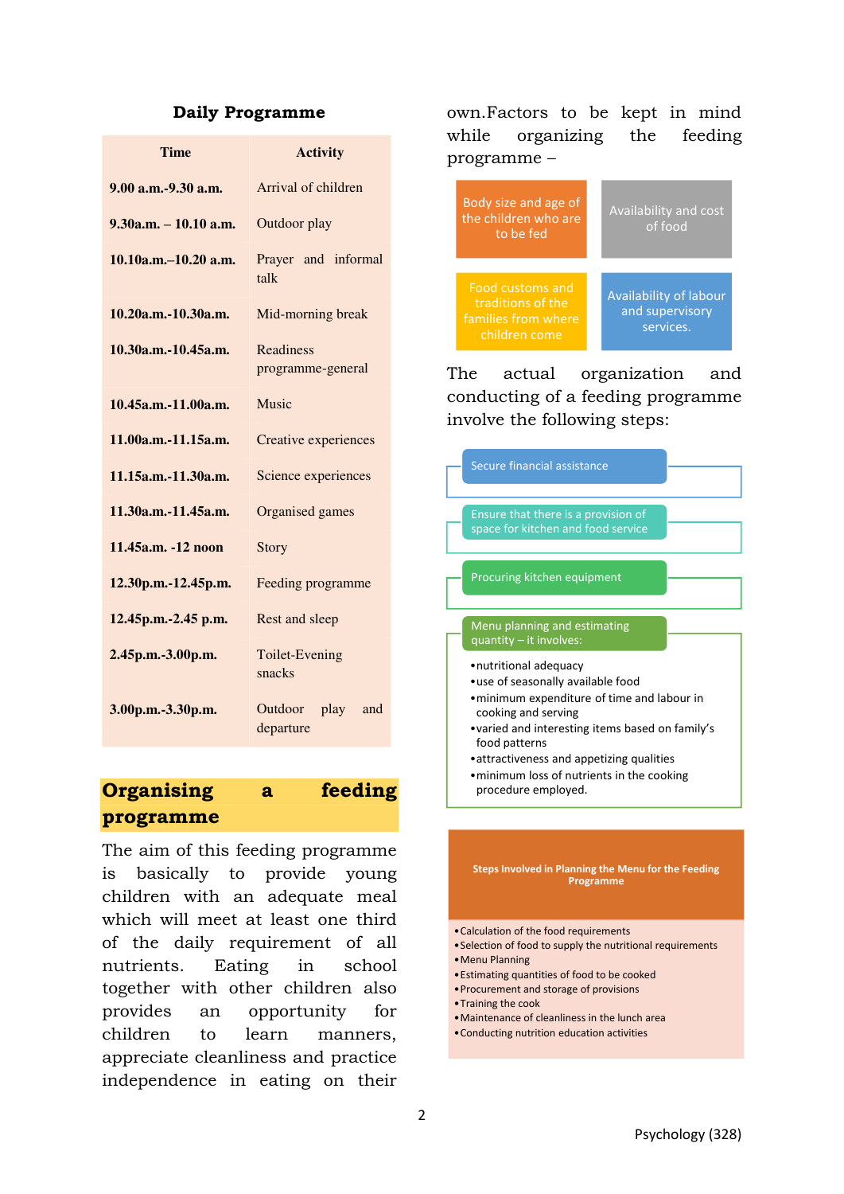### Daily Programme

| Time | Activity |
|---|---|
| **9.00 a.m.-9.30 a.m.** | Arrival of children |
| **9.30a.m. – 10.10 a.m.** | Outdoor play |
| **10.10a.m.–10.20 a.m.** | Prayer and informal talk |
| **10.20a.m.-10.30a.m.** | Mid-morning break |
| **10.30a.m.-10.45a.m.** | Readiness programme-general |
| **10.45a.m.-11.00a.m.** | Music |
| **11.00a.m.-11.15a.m.** | Creative experiences |
| **11.15a.m.-11.30a.m.** | Science experiences |
| **11.30a.m.-11.45a.m.** | Organised games |
| **11.45a.m. -12 noon** | Story |
| **12.30p.m.-12.45p.m.** | Feeding programme |
| **12.45p.m.-2.45 p.m.** | Rest and sleep |
| **2.45p.m.-3.00p.m.** | Toilet-Evening snacks |
| **3.00p.m.-3.30p.m.** | Outdoor play and departure |

## Organising a feeding programme

The aim of this feeding programme is basically to provide young children with an adequate meal which will meet at least one third of the daily requirement of all nutrients. Eating in school together with other children also provides an opportunity for children to learn manners, appreciate cleanliness and practice independence in eating on their own.Factors to be kept in mind while organizing the feeding programme –

Body size and age of the children who are to be fed

Availability and cost of food

Food customs and traditions of the families from where children come

Availability of labour and supervisory services.

The actual organization and conducting of a feeding programme involve the following steps:

Secure financial assistance

Ensure that there is a provision of space for kitchen and food service

Procuring kitchen equipment

Menu planning and estimating quantity – it involves:

- nutritional adequacy
- use of seasonally available food
- minimum expenditure of time and labour in cooking and serving
- varied and interesting items based on family's food patterns
- attractiveness and appetizing qualities
- minimum loss of nutrients in the cooking procedure employed.

**Steps Involved in Planning the Menu for the Feeding Programme**

- Calculation of the food requirements
- Selection of food to supply the nutritional requirements
- Menu Planning
- Estimating quantities of food to be cooked
- Procurement and storage of provisions
- Training the cook
- Maintenance of cleanliness in the lunch area
- Conducting nutrition education activities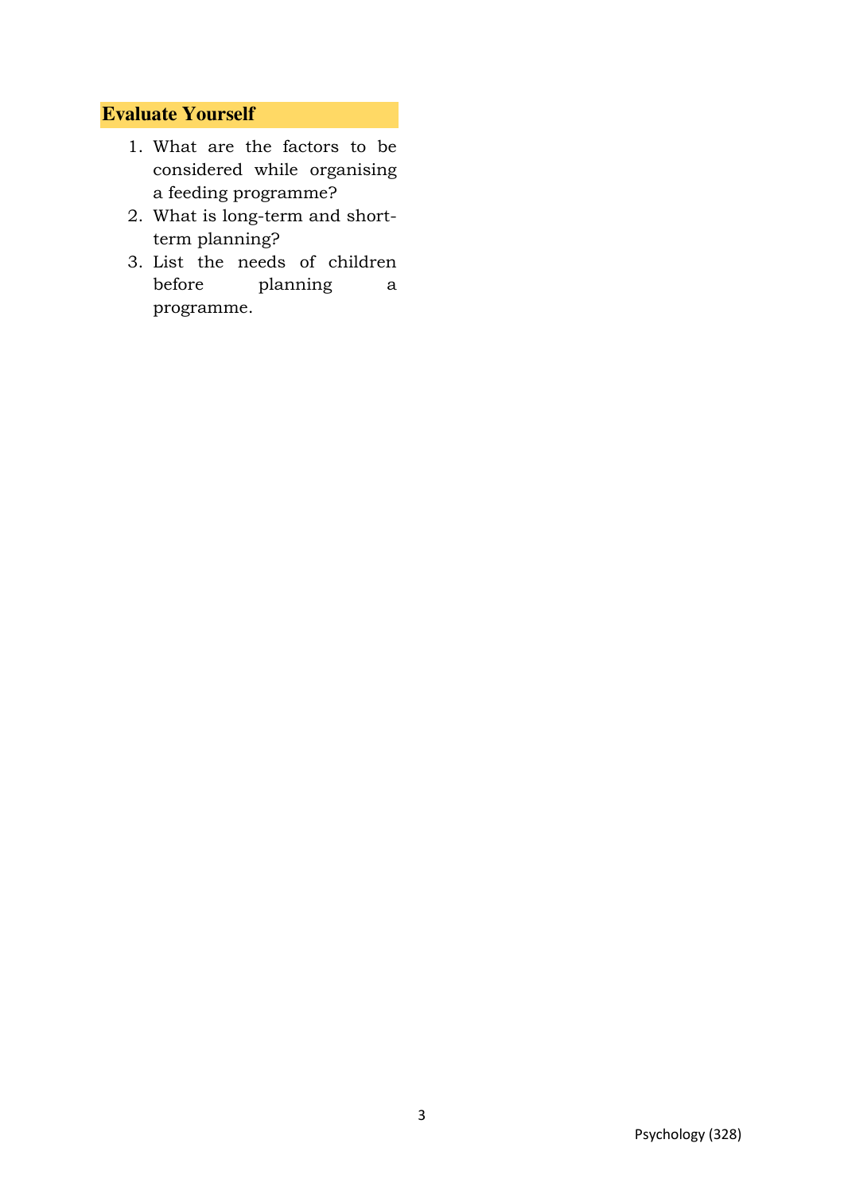## Evaluate Yourself

1. What are the factors to be considered while organising a feeding programme?
2. What is long-term and short-term planning?
3. List the needs of children before planning a programme.